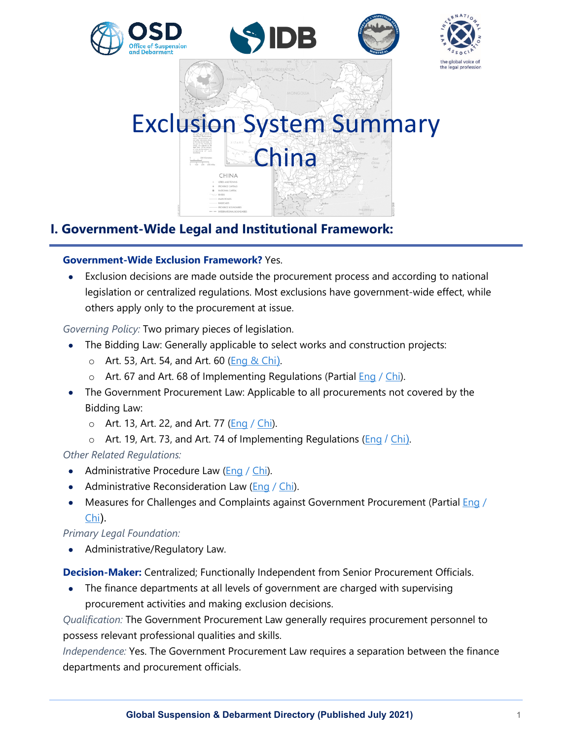# Exclusion System Summary

# China

## I. Government-Wide Legal and Institutional Framework:

**Government-Wide Exclusion Framework?** Yes.

- Exclusion decisions are made outside the procurement process and according to national legislation or centralized regulations. Most exclusions have government-wide effect, while others apply only to the procurement at issue.

*Governing Policy:* Two primary pieces of legislation.

- The Bidding Law: Generally applicable to select works and construction projects:
  - Art. 53, Art. 54, and Art. 60 (Eng & Chi).
  - Art. 67 and Art. 68 of Implementing Regulations (Partial Eng / Chi).
- The Government Procurement Law: Applicable to all procurements not covered by the Bidding Law:
  - Art. 13, Art. 22, and Art. 77 (Eng / Chi).
  - Art. 19, Art. 73, and Art. 74 of Implementing Regulations (Eng / Chi).

*Other Related Regulations:*

- Administrative Procedure Law (Eng / Chi).
- Administrative Reconsideration Law (Eng / Chi).
- Measures for Challenges and Complaints against Government Procurement (Partial Eng / Chi).

*Primary Legal Foundation:*

- Administrative/Regulatory Law.

**Decision-Maker:** Centralized; Functionally Independent from Senior Procurement Officials.

- The finance departments at all levels of government are charged with supervising procurement activities and making exclusion decisions.

*Qualification:* The Government Procurement Law generally requires procurement personnel to possess relevant professional qualities and skills.

*Independence:* Yes. The Government Procurement Law requires a separation between the finance departments and procurement officials.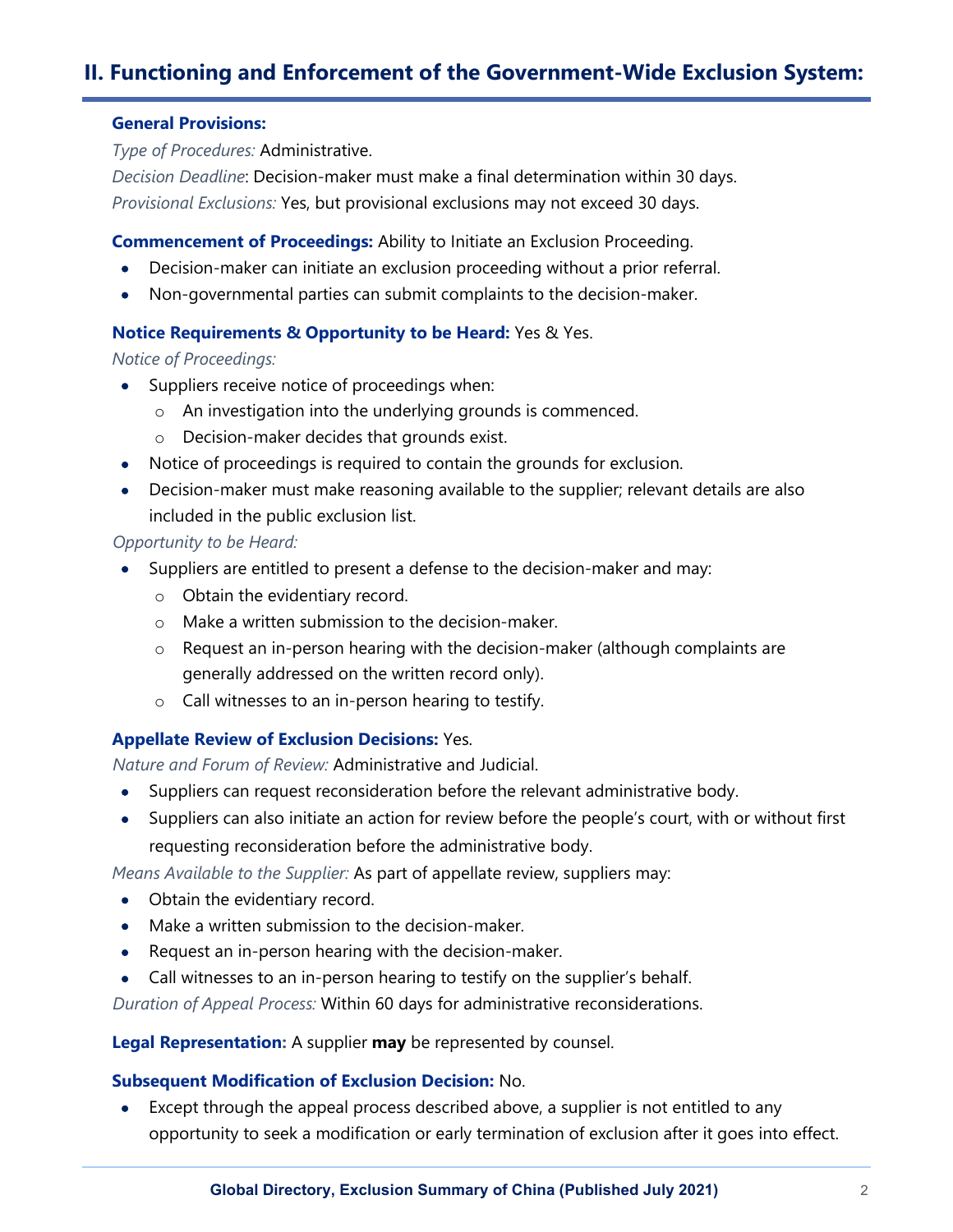## II. Functioning and Enforcement of the Government-Wide Exclusion System:

**General Provisions:**

*Type of Procedures:* Administrative.

*Decision Deadline*: Decision-maker must make a final determination within 30 days.

*Provisional Exclusions:* Yes, but provisional exclusions may not exceed 30 days.

**Commencement of Proceedings:** Ability to Initiate an Exclusion Proceeding.

- Decision-maker can initiate an exclusion proceeding without a prior referral.
- Non-governmental parties can submit complaints to the decision-maker.

**Notice Requirements & Opportunity to be Heard:** Yes & Yes.

*Notice of Proceedings:*

- Suppliers receive notice of proceedings when:
  - An investigation into the underlying grounds is commenced.
  - Decision-maker decides that grounds exist.
- Notice of proceedings is required to contain the grounds for exclusion.
- Decision-maker must make reasoning available to the supplier; relevant details are also included in the public exclusion list.

*Opportunity to be Heard:*

- Suppliers are entitled to present a defense to the decision-maker and may:
  - Obtain the evidentiary record.
  - Make a written submission to the decision-maker.
  - Request an in-person hearing with the decision-maker (although complaints are generally addressed on the written record only).
  - Call witnesses to an in-person hearing to testify.

**Appellate Review of Exclusion Decisions:** Yes.

*Nature and Forum of Review:* Administrative and Judicial.

- Suppliers can request reconsideration before the relevant administrative body.
- Suppliers can also initiate an action for review before the people's court, with or without first requesting reconsideration before the administrative body.

*Means Available to the Supplier:* As part of appellate review, suppliers may:

- Obtain the evidentiary record.
- Make a written submission to the decision-maker.
- Request an in-person hearing with the decision-maker.
- Call witnesses to an in-person hearing to testify on the supplier's behalf.

*Duration of Appeal Process:* Within 60 days for administrative reconsiderations.

**Legal Representation:** A supplier **may** be represented by counsel.

**Subsequent Modification of Exclusion Decision:** No.

- Except through the appeal process described above, a supplier is not entitled to any opportunity to seek a modification or early termination of exclusion after it goes into effect.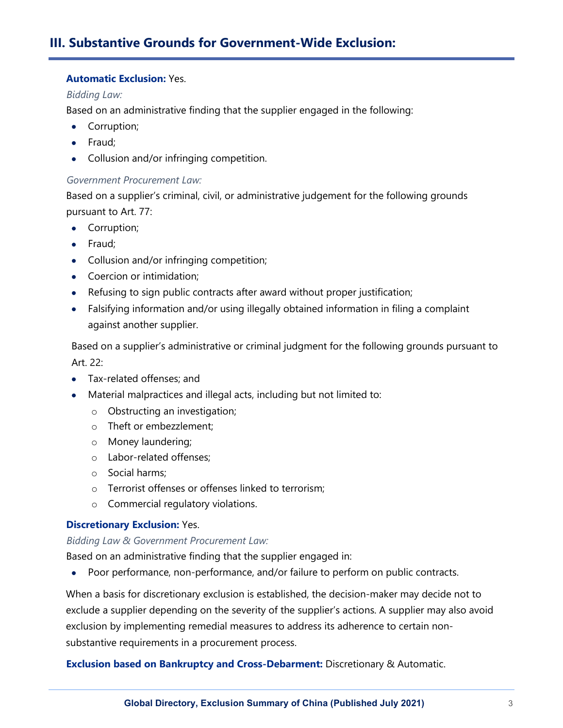## III. Substantive Grounds for Government-Wide Exclusion:

**Automatic Exclusion:** Yes.

*Bidding Law:*

Based on an administrative finding that the supplier engaged in the following:

- Corruption;
- Fraud;
- Collusion and/or infringing competition.

*Government Procurement Law:*

Based on a supplier's criminal, civil, or administrative judgement for the following grounds pursuant to Art. 77:

- Corruption;
- Fraud;
- Collusion and/or infringing competition;
- Coercion or intimidation;
- Refusing to sign public contracts after award without proper justification;
- Falsifying information and/or using illegally obtained information in filing a complaint against another supplier.

Based on a supplier's administrative or criminal judgment for the following grounds pursuant to Art. 22:

- Tax-related offenses; and
- Material malpractices and illegal acts, including but not limited to:
  - Obstructing an investigation;
  - Theft or embezzlement;
  - Money laundering;
  - Labor-related offenses;
  - Social harms;
  - Terrorist offenses or offenses linked to terrorism;
  - Commercial regulatory violations.

**Discretionary Exclusion:** Yes.

*Bidding Law & Government Procurement Law:*

Based on an administrative finding that the supplier engaged in:

- Poor performance, non-performance, and/or failure to perform on public contracts.

When a basis for discretionary exclusion is established, the decision-maker may decide not to exclude a supplier depending on the severity of the supplier's actions. A supplier may also avoid exclusion by implementing remedial measures to address its adherence to certain non-substantive requirements in a procurement process.

**Exclusion based on Bankruptcy and Cross-Debarment:** Discretionary & Automatic.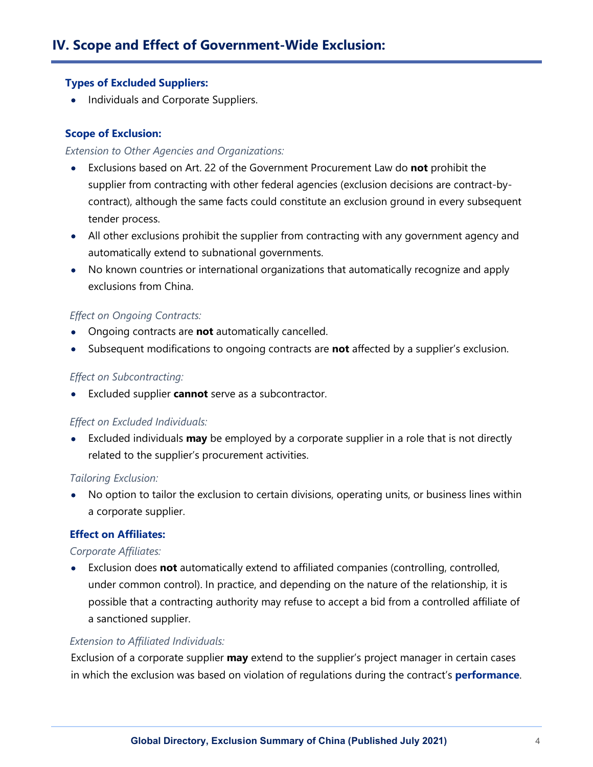## IV. Scope and Effect of Government-Wide Exclusion:

### Types of Excluded Suppliers:

- Individuals and Corporate Suppliers.

### Scope of Exclusion:

*Extension to Other Agencies and Organizations:*

- Exclusions based on Art. 22 of the Government Procurement Law do **not** prohibit the supplier from contracting with other federal agencies (exclusion decisions are contract-by-contract), although the same facts could constitute an exclusion ground in every subsequent tender process.
- All other exclusions prohibit the supplier from contracting with any government agency and automatically extend to subnational governments.
- No known countries or international organizations that automatically recognize and apply exclusions from China.

*Effect on Ongoing Contracts:*

- Ongoing contracts are **not** automatically cancelled.
- Subsequent modifications to ongoing contracts are **not** affected by a supplier's exclusion.

*Effect on Subcontracting:*

- Excluded supplier **cannot** serve as a subcontractor.

*Effect on Excluded Individuals:*

- Excluded individuals **may** be employed by a corporate supplier in a role that is not directly related to the supplier's procurement activities.

*Tailoring Exclusion:*

- No option to tailor the exclusion to certain divisions, operating units, or business lines within a corporate supplier.

### Effect on Affiliates:

*Corporate Affiliates:*

- Exclusion does **not** automatically extend to affiliated companies (controlling, controlled, under common control). In practice, and depending on the nature of the relationship, it is possible that a contracting authority may refuse to accept a bid from a controlled affiliate of a sanctioned supplier.

*Extension to Affiliated Individuals:*

Exclusion of a corporate supplier **may** extend to the supplier's project manager in certain cases in which the exclusion was based on violation of regulations during the contract's **performance**.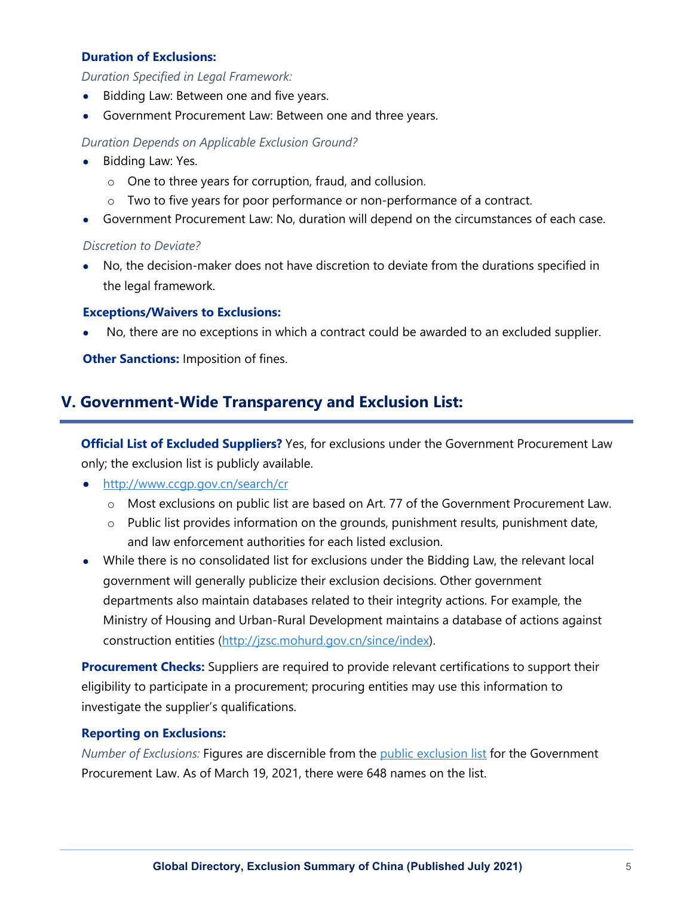**Duration of Exclusions:**

*Duration Specified in Legal Framework:*

- Bidding Law: Between one and five years.
- Government Procurement Law: Between one and three years.

*Duration Depends on Applicable Exclusion Ground?*

- Bidding Law: Yes.
  - One to three years for corruption, fraud, and collusion.
  - Two to five years for poor performance or non-performance of a contract.
- Government Procurement Law: No, duration will depend on the circumstances of each case.

*Discretion to Deviate?*

- No, the decision-maker does not have discretion to deviate from the durations specified in the legal framework.

**Exceptions/Waivers to Exclusions:**

- No, there are no exceptions in which a contract could be awarded to an excluded supplier.

**Other Sanctions:** Imposition of fines.

## V. Government-Wide Transparency and Exclusion List:

**Official List of Excluded Suppliers?** Yes, for exclusions under the Government Procurement Law only; the exclusion list is publicly available.

- http://www.ccgp.gov.cn/search/cr
  - Most exclusions on public list are based on Art. 77 of the Government Procurement Law.
  - Public list provides information on the grounds, punishment results, punishment date, and law enforcement authorities for each listed exclusion.
- While there is no consolidated list for exclusions under the Bidding Law, the relevant local government will generally publicize their exclusion decisions. Other government departments also maintain databases related to their integrity actions. For example, the Ministry of Housing and Urban-Rural Development maintains a database of actions against construction entities (http://jzsc.mohurd.gov.cn/since/index).

**Procurement Checks:** Suppliers are required to provide relevant certifications to support their eligibility to participate in a procurement; procuring entities may use this information to investigate the supplier's qualifications.

**Reporting on Exclusions:**

*Number of Exclusions:* Figures are discernible from the public exclusion list for the Government Procurement Law. As of March 19, 2021, there were 648 names on the list.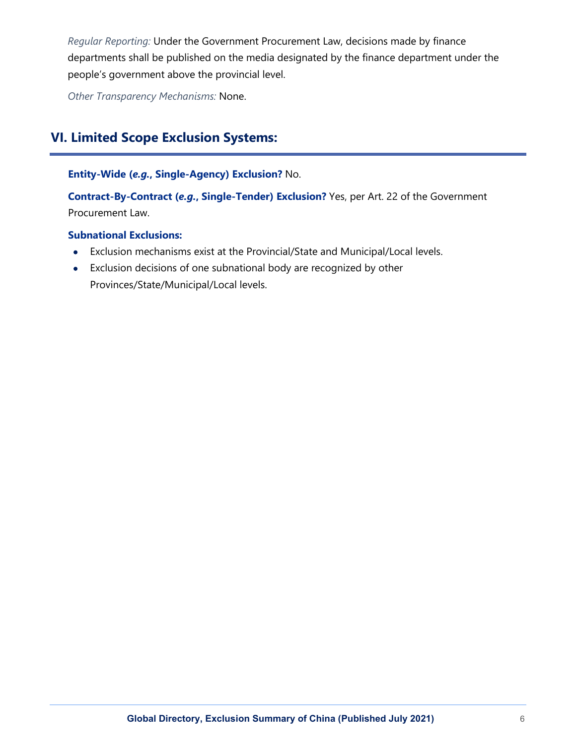*Regular Reporting:* Under the Government Procurement Law, decisions made by finance departments shall be published on the media designated by the finance department under the people's government above the provincial level.

*Other Transparency Mechanisms:* None.

## VI. Limited Scope Exclusion Systems:

**Entity-Wide (*e.g.*, Single-Agency) Exclusion?** No.

**Contract-By-Contract (*e.g.*, Single-Tender) Exclusion?** Yes, per Art. 22 of the Government Procurement Law.

**Subnational Exclusions:**

- Exclusion mechanisms exist at the Provincial/State and Municipal/Local levels.
- Exclusion decisions of one subnational body are recognized by other Provinces/State/Municipal/Local levels.